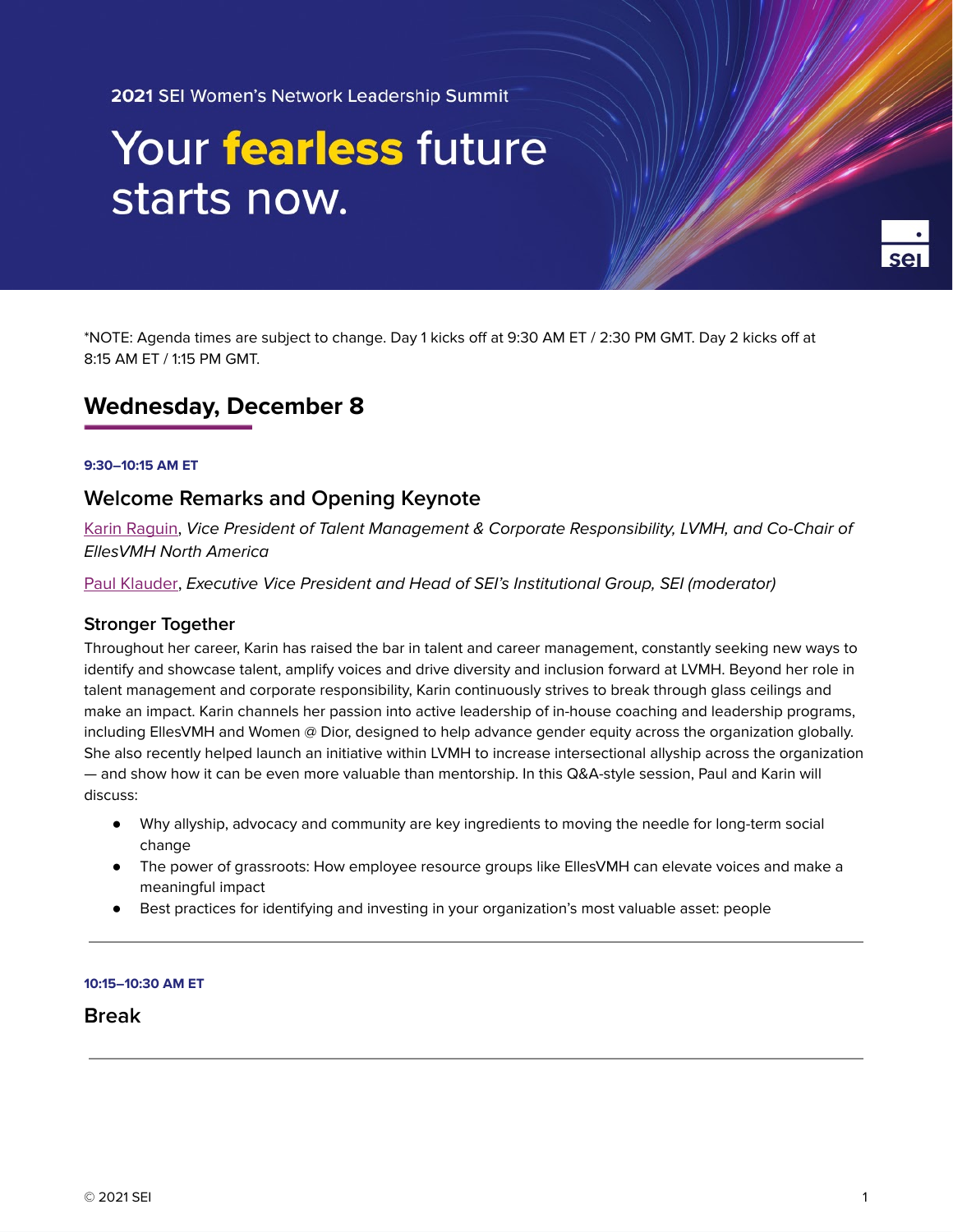2021 SEI Women's Network Leadership Summit

# Your **fearless** future starts now.

*NOTE: Agenda times are subject to change. Day 1 kicks off at 9:30 AM ET / 2:30 PM GMT. Day 2 kicks off at 8:15 AM ET / 1:15 PM GMT.

## Wednesday, December 8

**9:30–10:15 AM ET**

### Welcome Remarks and Opening Keynote

Karin Raguin, *Vice President of Talent Management & Corporate Responsibility, LVMH, and Co-Chair of EllesVMH North America*

Paul Klauder, *Executive Vice President and Head of SEI's Institutional Group, SEI (moderator)*

#### Stronger Together

Throughout her career, Karin has raised the bar in talent and career management, constantly seeking new ways to identify and showcase talent, amplify voices and drive diversity and inclusion forward at LVMH. Beyond her role in talent management and corporate responsibility, Karin continuously strives to break through glass ceilings and make an impact. Karin channels her passion into active leadership of in-house coaching and leadership programs, including EllesVMH and Women @ Dior, designed to help advance gender equity across the organization globally. She also recently helped launch an initiative within LVMH to increase intersectional allyship across the organization — and show how it can be even more valuable than mentorship. In this Q&A-style session, Paul and Karin will discuss:

- Why allyship, advocacy and community are key ingredients to moving the needle for long-term social change
- The power of grassroots: How employee resource groups like EllesVMH can elevate voices and make a meaningful impact
- Best practices for identifying and investing in your organization's most valuable asset: people

---

**10:15–10:30 AM ET**

### Break

---

© 2021 SEI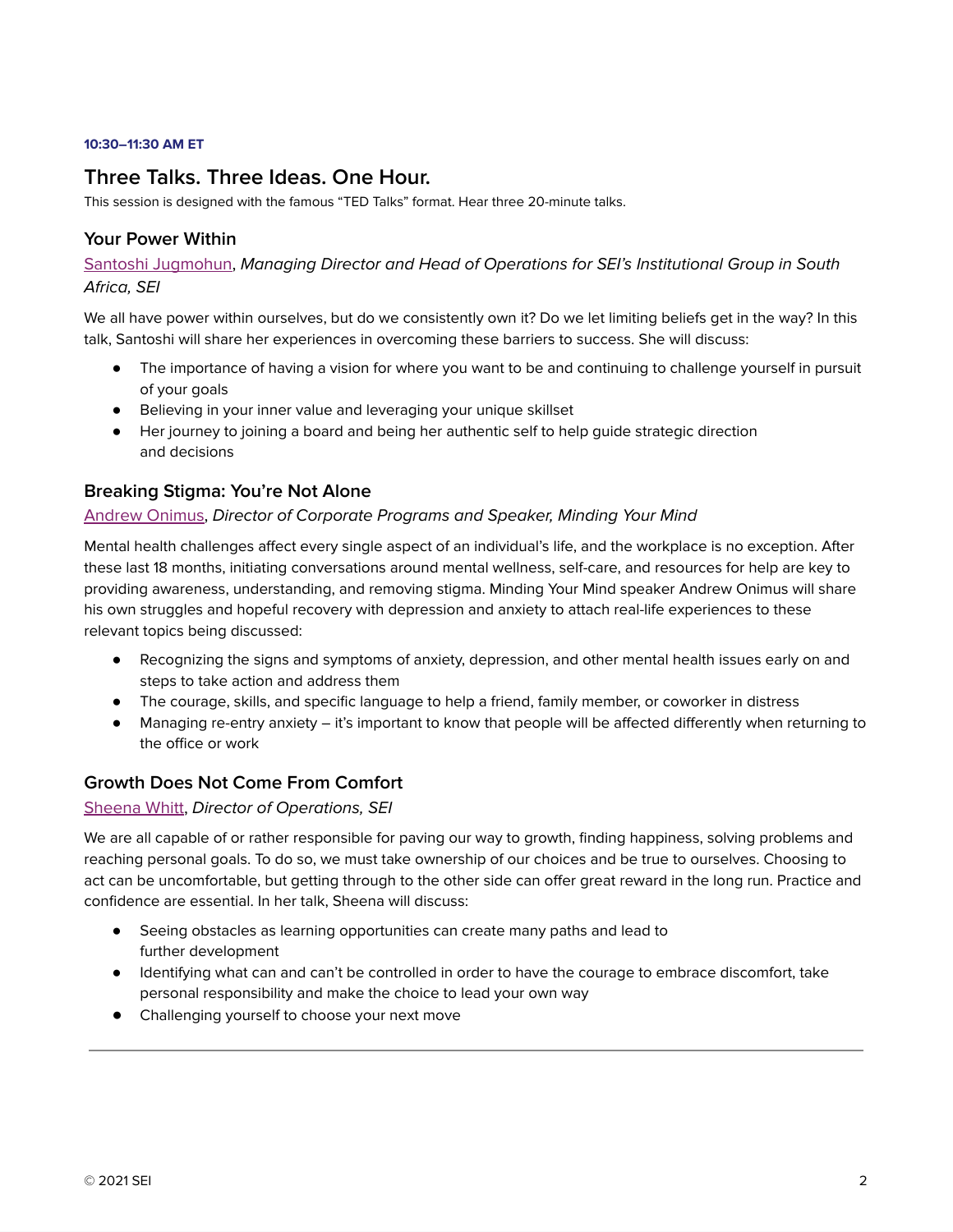**10:30–11:30 AM ET**

## Three Talks. Three Ideas. One Hour.

This session is designed with the famous "TED Talks" format. Hear three 20-minute talks.

### Your Power Within

Santoshi Jugmohun, *Managing Director and Head of Operations for SEI's Institutional Group in South Africa, SEI*

We all have power within ourselves, but do we consistently own it? Do we let limiting beliefs get in the way? In this talk, Santoshi will share her experiences in overcoming these barriers to success. She will discuss:

- The importance of having a vision for where you want to be and continuing to challenge yourself in pursuit of your goals
- Believing in your inner value and leveraging your unique skillset
- Her journey to joining a board and being her authentic self to help guide strategic direction and decisions

### Breaking Stigma: You're Not Alone

Andrew Onimus, *Director of Corporate Programs and Speaker, Minding Your Mind*

Mental health challenges affect every single aspect of an individual's life, and the workplace is no exception. After these last 18 months, initiating conversations around mental wellness, self-care, and resources for help are key to providing awareness, understanding, and removing stigma. Minding Your Mind speaker Andrew Onimus will share his own struggles and hopeful recovery with depression and anxiety to attach real-life experiences to these relevant topics being discussed:

- Recognizing the signs and symptoms of anxiety, depression, and other mental health issues early on and steps to take action and address them
- The courage, skills, and specific language to help a friend, family member, or coworker in distress
- Managing re-entry anxiety – it's important to know that people will be affected differently when returning to the office or work

### Growth Does Not Come From Comfort

Sheena Whitt, *Director of Operations, SEI*

We are all capable of or rather responsible for paving our way to growth, finding happiness, solving problems and reaching personal goals. To do so, we must take ownership of our choices and be true to ourselves. Choosing to act can be uncomfortable, but getting through to the other side can offer great reward in the long run. Practice and confidence are essential. In her talk, Sheena will discuss:

- Seeing obstacles as learning opportunities can create many paths and lead to further development
- Identifying what can and can't be controlled in order to have the courage to embrace discomfort, take personal responsibility and make the choice to lead your own way
- Challenging yourself to choose your next move

---

© 2021 SEI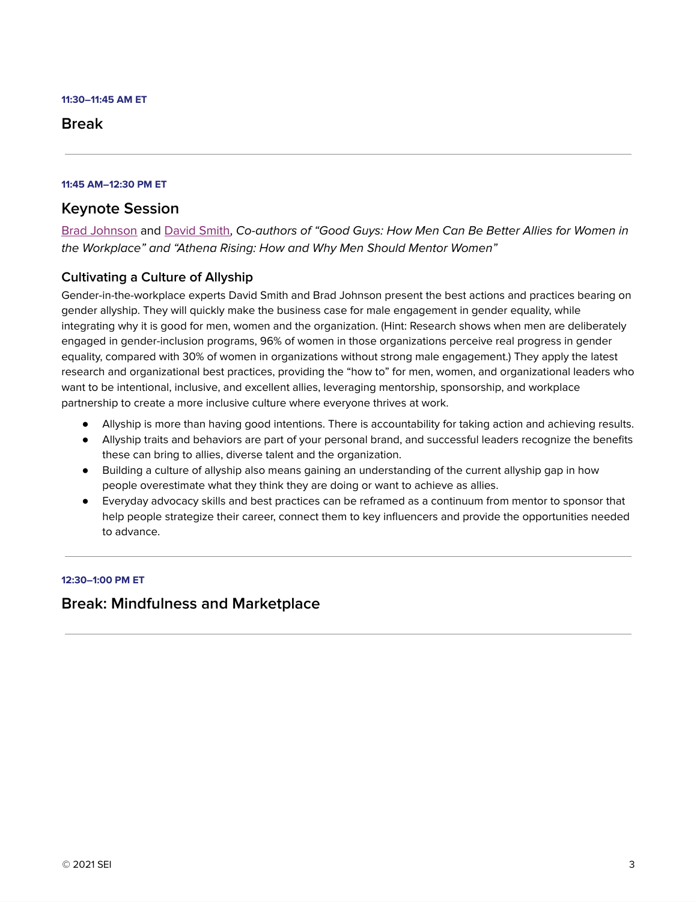**11:30–11:45 AM ET**

## Break

---

**11:45 AM–12:30 PM ET**

## Keynote Session

Brad Johnson and David Smith, *Co-authors of "Good Guys: How Men Can Be Better Allies for Women in the Workplace" and "Athena Rising: How and Why Men Should Mentor Women"*

### Cultivating a Culture of Allyship

Gender-in-the-workplace experts David Smith and Brad Johnson present the best actions and practices bearing on gender allyship. They will quickly make the business case for male engagement in gender equality, while integrating why it is good for men, women and the organization. (Hint: Research shows when men are deliberately engaged in gender-inclusion programs, 96% of women in those organizations perceive real progress in gender equality, compared with 30% of women in organizations without strong male engagement.) They apply the latest research and organizational best practices, providing the "how to" for men, women, and organizational leaders who want to be intentional, inclusive, and excellent allies, leveraging mentorship, sponsorship, and workplace partnership to create a more inclusive culture where everyone thrives at work.

- Allyship is more than having good intentions. There is accountability for taking action and achieving results.
- Allyship traits and behaviors are part of your personal brand, and successful leaders recognize the benefits these can bring to allies, diverse talent and the organization.
- Building a culture of allyship also means gaining an understanding of the current allyship gap in how people overestimate what they think they are doing or want to achieve as allies.
- Everyday advocacy skills and best practices can be reframed as a continuum from mentor to sponsor that help people strategize their career, connect them to key influencers and provide the opportunities needed to advance.

---

**12:30–1:00 PM ET**

## Break: Mindfulness and Marketplace

---

© 2021 SEI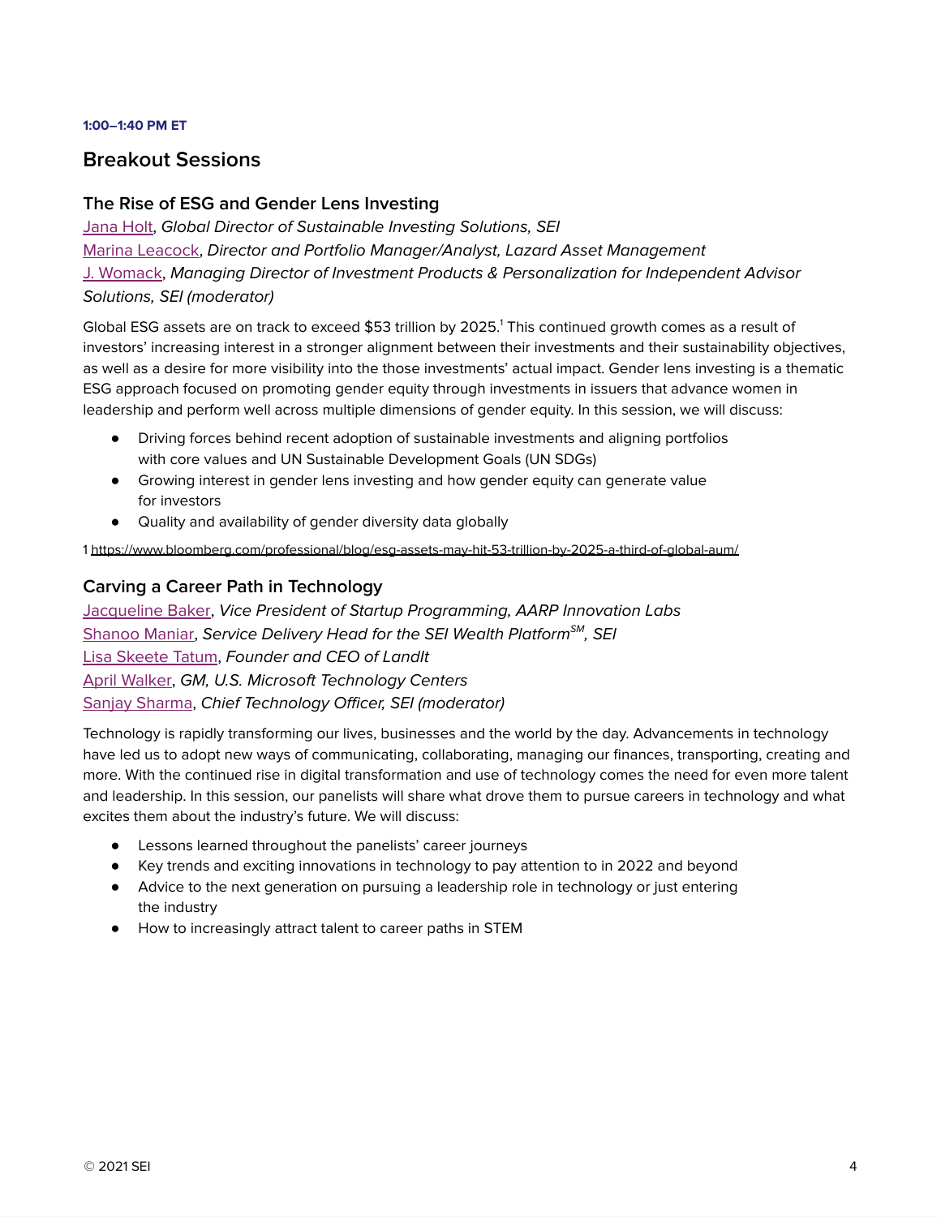**1:00–1:40 PM ET**

## Breakout Sessions

### The Rise of ESG and Gender Lens Investing

Jana Holt, *Global Director of Sustainable Investing Solutions, SEI*
Marina Leacock, *Director and Portfolio Manager/Analyst, Lazard Asset Management*
J. Womack, *Managing Director of Investment Products & Personalization for Independent Advisor Solutions, SEI (moderator)*

Global ESG assets are on track to exceed $53 trillion by 2025.[1] This continued growth comes as a result of investors' increasing interest in a stronger alignment between their investments and their sustainability objectives, as well as a desire for more visibility into the those investments' actual impact. Gender lens investing is a thematic ESG approach focused on promoting gender equity through investments in issuers that advance women in leadership and perform well across multiple dimensions of gender equity. In this session, we will discuss:

- Driving forces behind recent adoption of sustainable investments and aligning portfolios with core values and UN Sustainable Development Goals (UN SDGs)
- Growing interest in gender lens investing and how gender equity can generate value for investors
- Quality and availability of gender diversity data globally

1 https://www.bloomberg.com/professional/blog/esg-assets-may-hit-53-trillion-by-2025-a-third-of-global-aum/

### Carving a Career Path in Technology

Jacqueline Baker, *Vice President of Startup Programming, AARP Innovation Labs*
Shanoo Maniar, *Service Delivery Head for the SEI Wealth Platform℠, SEI*
Lisa Skeete Tatum, *Founder and CEO of LandIt*
April Walker, *GM, U.S. Microsoft Technology Centers*
Sanjay Sharma, *Chief Technology Officer, SEI (moderator)*

Technology is rapidly transforming our lives, businesses and the world by the day. Advancements in technology have led us to adopt new ways of communicating, collaborating, managing our finances, transporting, creating and more. With the continued rise in digital transformation and use of technology comes the need for even more talent and leadership. In this session, our panelists will share what drove them to pursue careers in technology and what excites them about the industry's future. We will discuss:

- Lessons learned throughout the panelists' career journeys
- Key trends and exciting innovations in technology to pay attention to in 2022 and beyond
- Advice to the next generation on pursuing a leadership role in technology or just entering the industry
- How to increasingly attract talent to career paths in STEM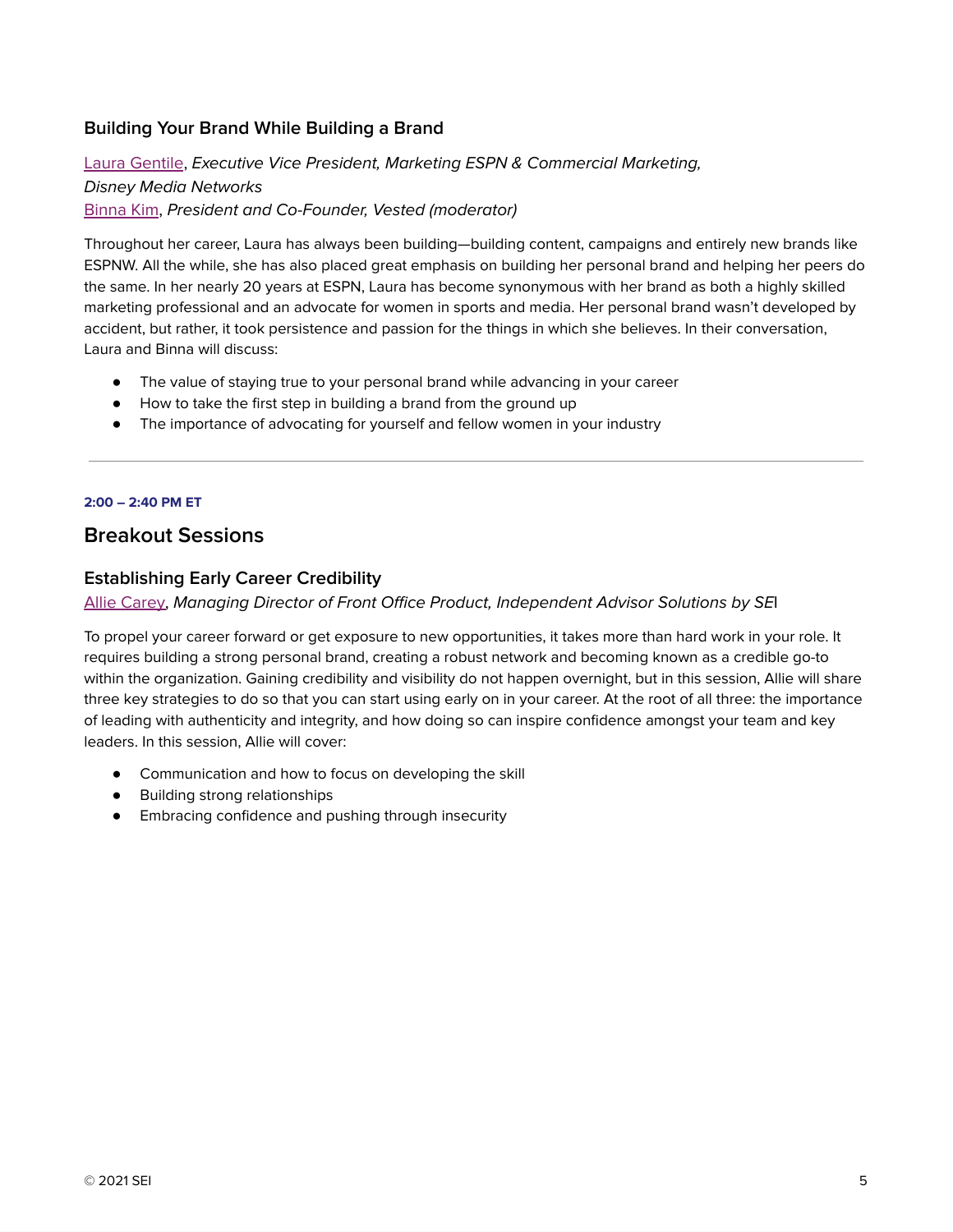### Building Your Brand While Building a Brand

Laura Gentile, *Executive Vice President, Marketing ESPN & Commercial Marketing, Disney Media Networks*
Binna Kim, *President and Co-Founder, Vested (moderator)*

Throughout her career, Laura has always been building—building content, campaigns and entirely new brands like ESPNW. All the while, she has also placed great emphasis on building her personal brand and helping her peers do the same. In her nearly 20 years at ESPN, Laura has become synonymous with her brand as both a highly skilled marketing professional and an advocate for women in sports and media. Her personal brand wasn't developed by accident, but rather, it took persistence and passion for the things in which she believes. In their conversation, Laura and Binna will discuss:

- The value of staying true to your personal brand while advancing in your career
- How to take the first step in building a brand from the ground up
- The importance of advocating for yourself and fellow women in your industry

---

**2:00 – 2:40 PM ET**

## Breakout Sessions

### Establishing Early Career Credibility

Allie Carey, *Managing Director of Front Office Product, Independent Advisor Solutions by SEI*

To propel your career forward or get exposure to new opportunities, it takes more than hard work in your role. It requires building a strong personal brand, creating a robust network and becoming known as a credible go-to within the organization. Gaining credibility and visibility do not happen overnight, but in this session, Allie will share three key strategies to do so that you can start using early on in your career. At the root of all three: the importance of leading with authenticity and integrity, and how doing so can inspire confidence amongst your team and key leaders. In this session, Allie will cover:

- Communication and how to focus on developing the skill
- Building strong relationships
- Embracing confidence and pushing through insecurity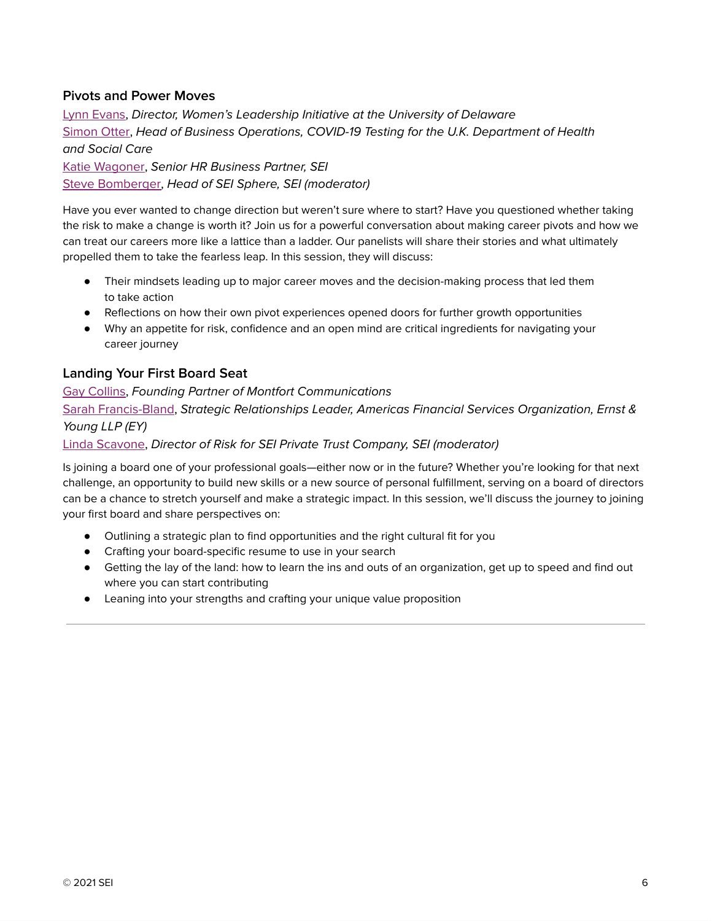### Pivots and Power Moves

Lynn Evans, *Director, Women's Leadership Initiative at the University of Delaware*
Simon Otter, *Head of Business Operations, COVID-19 Testing for the U.K. Department of Health and Social Care*
Katie Wagoner, *Senior HR Business Partner, SEI*
Steve Bomberger, *Head of SEI Sphere, SEI (moderator)*

Have you ever wanted to change direction but weren't sure where to start? Have you questioned whether taking the risk to make a change is worth it? Join us for a powerful conversation about making career pivots and how we can treat our careers more like a lattice than a ladder. Our panelists will share their stories and what ultimately propelled them to take the fearless leap. In this session, they will discuss:

- Their mindsets leading up to major career moves and the decision-making process that led them to take action
- Reflections on how their own pivot experiences opened doors for further growth opportunities
- Why an appetite for risk, confidence and an open mind are critical ingredients for navigating your career journey

### Landing Your First Board Seat

Gay Collins, *Founding Partner of Montfort Communications*
Sarah Francis-Bland, *Strategic Relationships Leader, Americas Financial Services Organization, Ernst & Young LLP (EY)*
Linda Scavone, *Director of Risk for SEI Private Trust Company, SEI (moderator)*

Is joining a board one of your professional goals—either now or in the future? Whether you're looking for that next challenge, an opportunity to build new skills or a new source of personal fulfillment, serving on a board of directors can be a chance to stretch yourself and make a strategic impact. In this session, we'll discuss the journey to joining your first board and share perspectives on:

- Outlining a strategic plan to find opportunities and the right cultural fit for you
- Crafting your board-specific resume to use in your search
- Getting the lay of the land: how to learn the ins and outs of an organization, get up to speed and find out where you can start contributing
- Leaning into your strengths and crafting your unique value proposition

---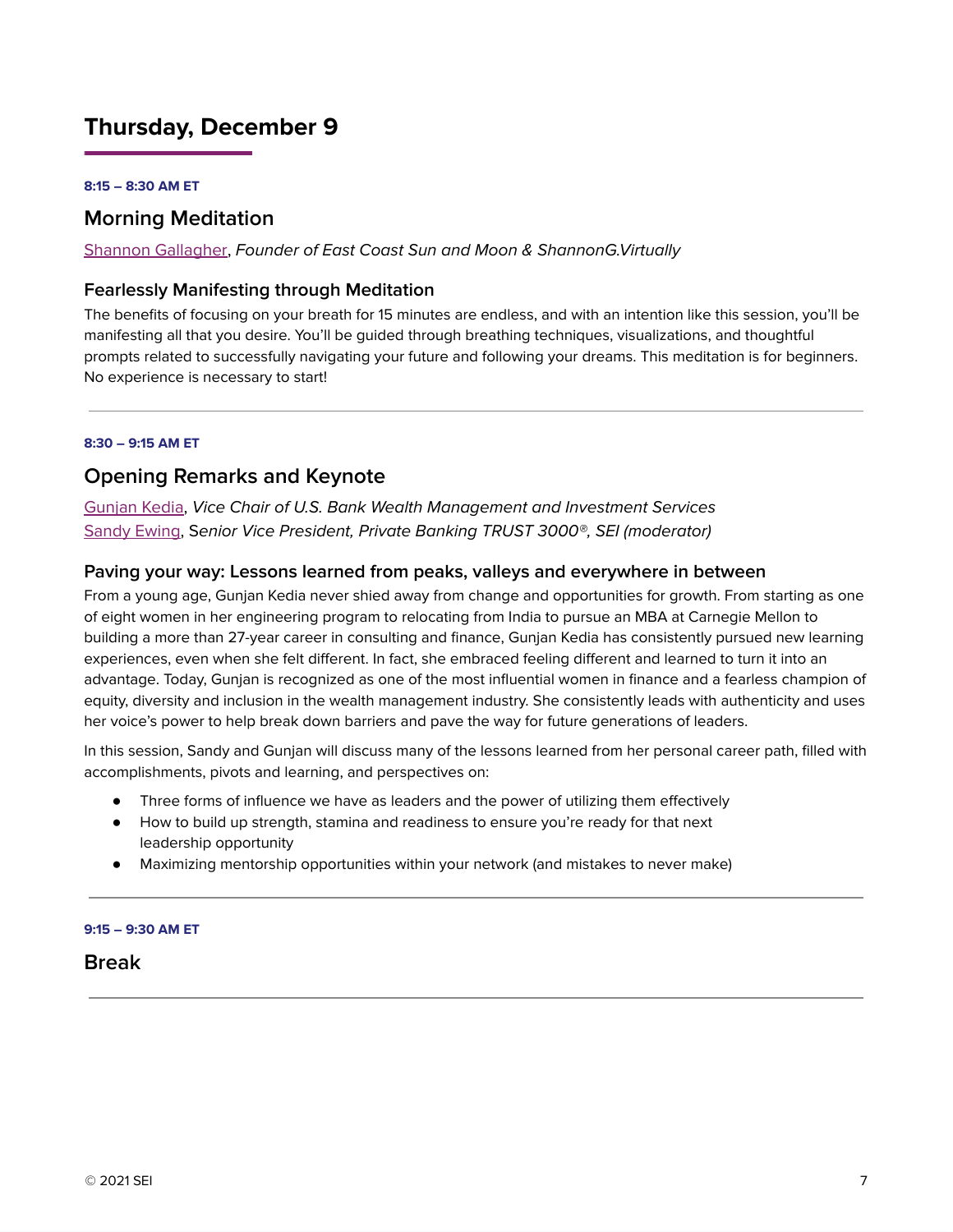# Thursday, December 9

**8:15 – 8:30 AM ET**

## Morning Meditation

Shannon Gallagher, *Founder of East Coast Sun and Moon & ShannonG.Virtually*

### Fearlessly Manifesting through Meditation

The benefits of focusing on your breath for 15 minutes are endless, and with an intention like this session, you'll be manifesting all that you desire. You'll be guided through breathing techniques, visualizations, and thoughtful prompts related to successfully navigating your future and following your dreams. This meditation is for beginners. No experience is necessary to start!

---

**8:30 – 9:15 AM ET**

## Opening Remarks and Keynote

Gunjan Kedia, *Vice Chair of U.S. Bank Wealth Management and Investment Services*
Sandy Ewing, S*enior Vice President, Private Banking TRUST 3000®, SEI (moderator)*

### Paving your way: Lessons learned from peaks, valleys and everywhere in between

From a young age, Gunjan Kedia never shied away from change and opportunities for growth. From starting as one of eight women in her engineering program to relocating from India to pursue an MBA at Carnegie Mellon to building a more than 27-year career in consulting and finance, Gunjan Kedia has consistently pursued new learning experiences, even when she felt different. In fact, she embraced feeling different and learned to turn it into an advantage. Today, Gunjan is recognized as one of the most influential women in finance and a fearless champion of equity, diversity and inclusion in the wealth management industry. She consistently leads with authenticity and uses her voice's power to help break down barriers and pave the way for future generations of leaders.

In this session, Sandy and Gunjan will discuss many of the lessons learned from her personal career path, filled with accomplishments, pivots and learning, and perspectives on:

- Three forms of influence we have as leaders and the power of utilizing them effectively
- How to build up strength, stamina and readiness to ensure you're ready for that next leadership opportunity
- Maximizing mentorship opportunities within your network (and mistakes to never make)

---

**9:15 – 9:30 AM ET**

## Break

---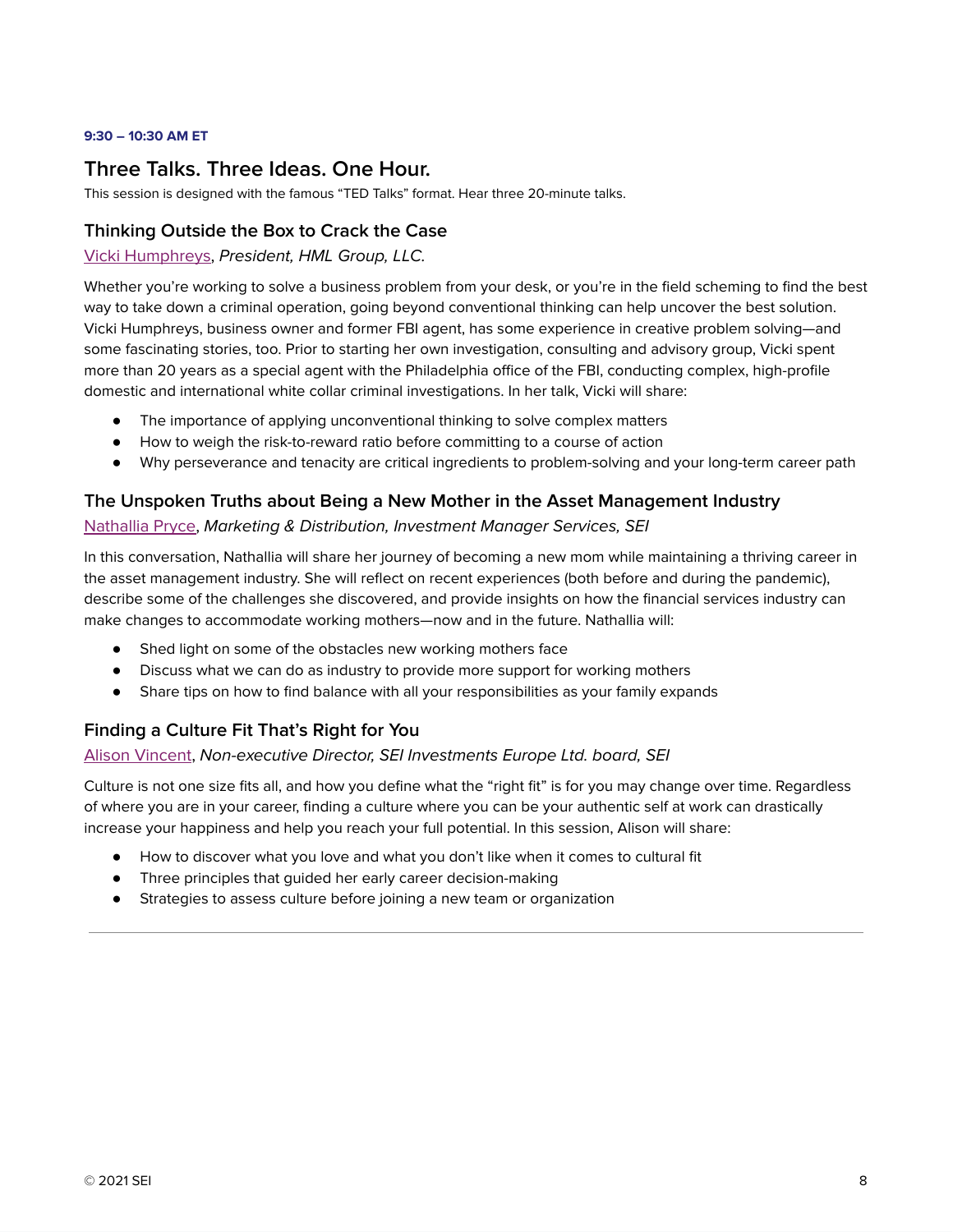**9:30 – 10:30 AM ET**

## Three Talks. Three Ideas. One Hour.

This session is designed with the famous "TED Talks" format. Hear three 20-minute talks.

### Thinking Outside the Box to Crack the Case

Vicki Humphreys, *President, HML Group, LLC.*

Whether you're working to solve a business problem from your desk, or you're in the field scheming to find the best way to take down a criminal operation, going beyond conventional thinking can help uncover the best solution. Vicki Humphreys, business owner and former FBI agent, has some experience in creative problem solving—and some fascinating stories, too. Prior to starting her own investigation, consulting and advisory group, Vicki spent more than 20 years as a special agent with the Philadelphia office of the FBI, conducting complex, high-profile domestic and international white collar criminal investigations. In her talk, Vicki will share:

- The importance of applying unconventional thinking to solve complex matters
- How to weigh the risk-to-reward ratio before committing to a course of action
- Why perseverance and tenacity are critical ingredients to problem-solving and your long-term career path

### The Unspoken Truths about Being a New Mother in the Asset Management Industry

Nathallia Pryce, *Marketing & Distribution, Investment Manager Services, SEI*

In this conversation, Nathallia will share her journey of becoming a new mom while maintaining a thriving career in the asset management industry. She will reflect on recent experiences (both before and during the pandemic), describe some of the challenges she discovered, and provide insights on how the financial services industry can make changes to accommodate working mothers—now and in the future. Nathallia will:

- Shed light on some of the obstacles new working mothers face
- Discuss what we can do as industry to provide more support for working mothers
- Share tips on how to find balance with all your responsibilities as your family expands

### Finding a Culture Fit That's Right for You

Alison Vincent, *Non-executive Director, SEI Investments Europe Ltd. board, SEI*

Culture is not one size fits all, and how you define what the "right fit" is for you may change over time. Regardless of where you are in your career, finding a culture where you can be your authentic self at work can drastically increase your happiness and help you reach your full potential. In this session, Alison will share:

- How to discover what you love and what you don't like when it comes to cultural fit
- Three principles that guided her early career decision-making
- Strategies to assess culture before joining a new team or organization

---

© 2021 SEI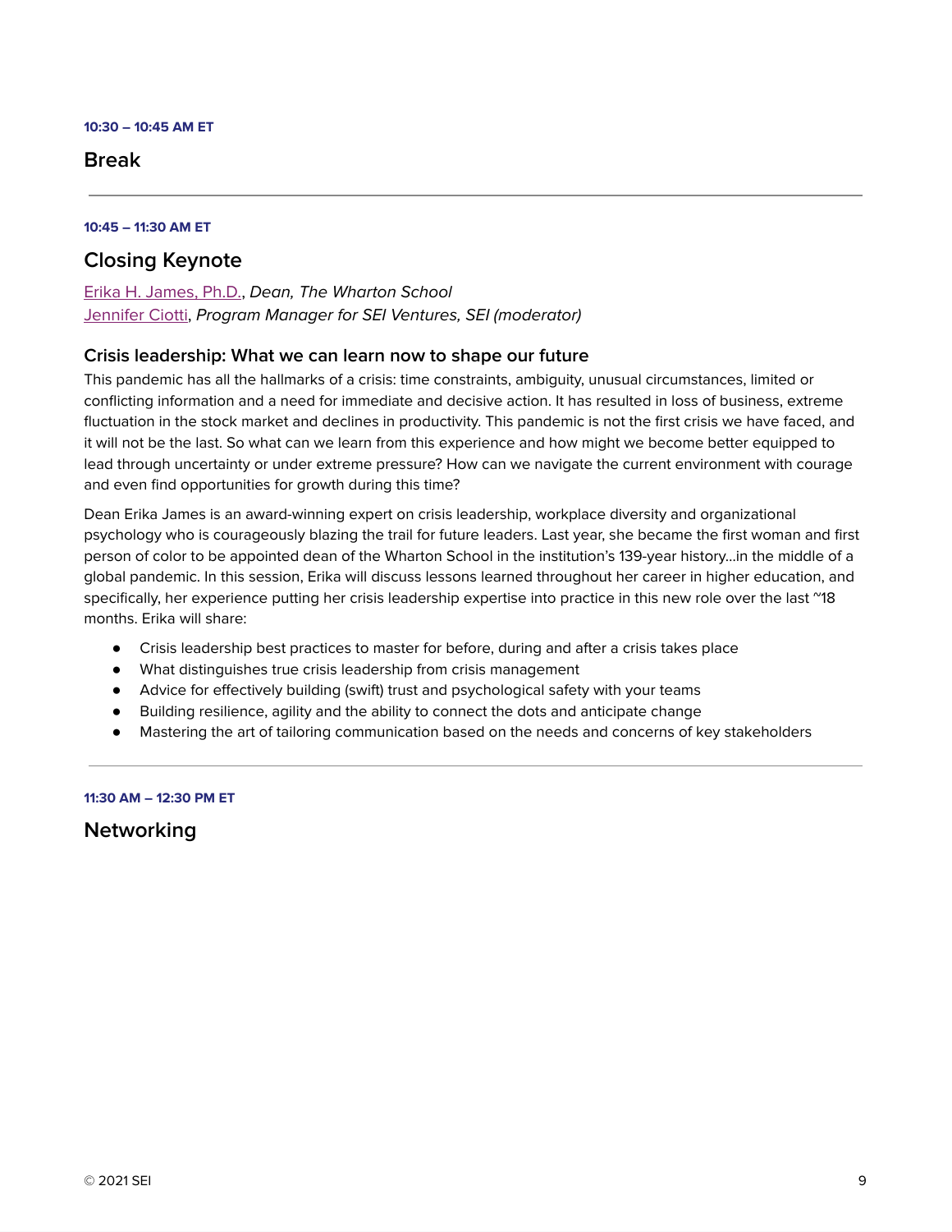**10:30 – 10:45 AM ET**

## Break

---

**10:45 – 11:30 AM ET**

## Closing Keynote

Erika H. James, Ph.D., *Dean, The Wharton School*
Jennifer Ciotti, *Program Manager for SEI Ventures, SEI (moderator)*

### Crisis leadership: What we can learn now to shape our future

This pandemic has all the hallmarks of a crisis: time constraints, ambiguity, unusual circumstances, limited or conflicting information and a need for immediate and decisive action. It has resulted in loss of business, extreme fluctuation in the stock market and declines in productivity. This pandemic is not the first crisis we have faced, and it will not be the last. So what can we learn from this experience and how might we become better equipped to lead through uncertainty or under extreme pressure? How can we navigate the current environment with courage and even find opportunities for growth during this time?

Dean Erika James is an award-winning expert on crisis leadership, workplace diversity and organizational psychology who is courageously blazing the trail for future leaders. Last year, she became the first woman and first person of color to be appointed dean of the Wharton School in the institution's 139-year history…in the middle of a global pandemic. In this session, Erika will discuss lessons learned throughout her career in higher education, and specifically, her experience putting her crisis leadership expertise into practice in this new role over the last ~18 months. Erika will share:

- Crisis leadership best practices to master for before, during and after a crisis takes place
- What distinguishes true crisis leadership from crisis management
- Advice for effectively building (swift) trust and psychological safety with your teams
- Building resilience, agility and the ability to connect the dots and anticipate change
- Mastering the art of tailoring communication based on the needs and concerns of key stakeholders

---

**11:30 AM – 12:30 PM ET**

## Networking

© 2021 SEI